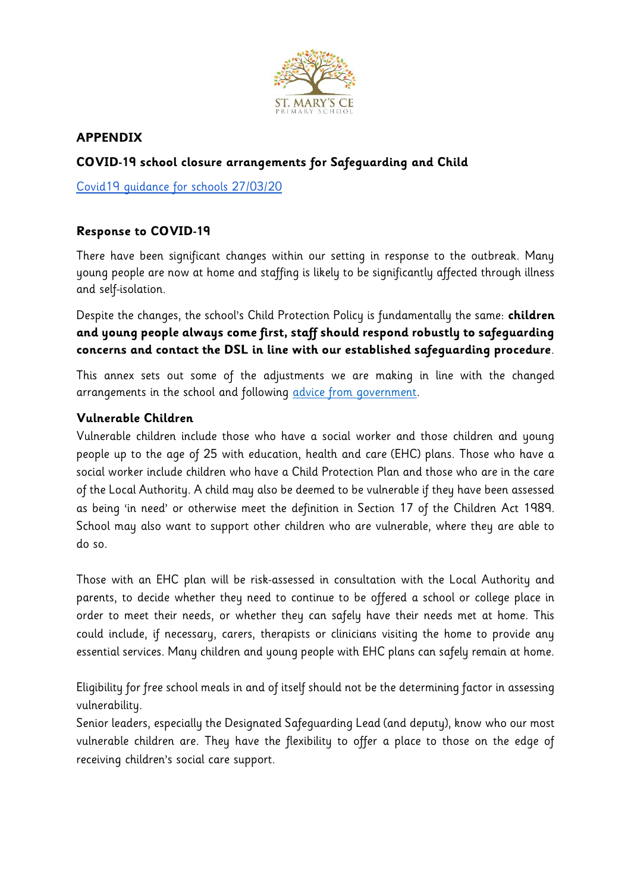ST. MARY'S CE PRIMARY SCHOOL

## APPENDIX

### COVID-19 school closure arrangements for Safeguarding and Child

[Covid19 guidance for schools 27/03/20]

### Response to COVID-19

There have been significant changes within our setting in response to the outbreak. Many young people are now at home and staffing is likely to be significantly affected through illness and self-isolation.

Despite the changes, the school's Child Protection Policy is fundamentally the same: **children and young people always come first, staff should respond robustly to safeguarding concerns and contact the DSL in line with our established safeguarding procedure**.

This annex sets out some of the adjustments we are making in line with the changed arrangements in the school and following [advice from government].

### Vulnerable Children

Vulnerable children include those who have a social worker and those children and young people up to the age of 25 with education, health and care (EHC) plans. Those who have a social worker include children who have a Child Protection Plan and those who are in the care of the Local Authority. A child may also be deemed to be vulnerable if they have been assessed as being 'in need' or otherwise meet the definition in Section 17 of the Children Act 1989. School may also want to support other children who are vulnerable, where they are able to do so.

Those with an EHC plan will be risk-assessed in consultation with the Local Authority and parents, to decide whether they need to continue to be offered a school or college place in order to meet their needs, or whether they can safely have their needs met at home. This could include, if necessary, carers, therapists or clinicians visiting the home to provide any essential services. Many children and young people with EHC plans can safely remain at home.

Eligibility for free school meals in and of itself should not be the determining factor in assessing vulnerability.

Senior leaders, especially the Designated Safeguarding Lead (and deputy), know who our most vulnerable children are. They have the flexibility to offer a place to those on the edge of receiving children's social care support.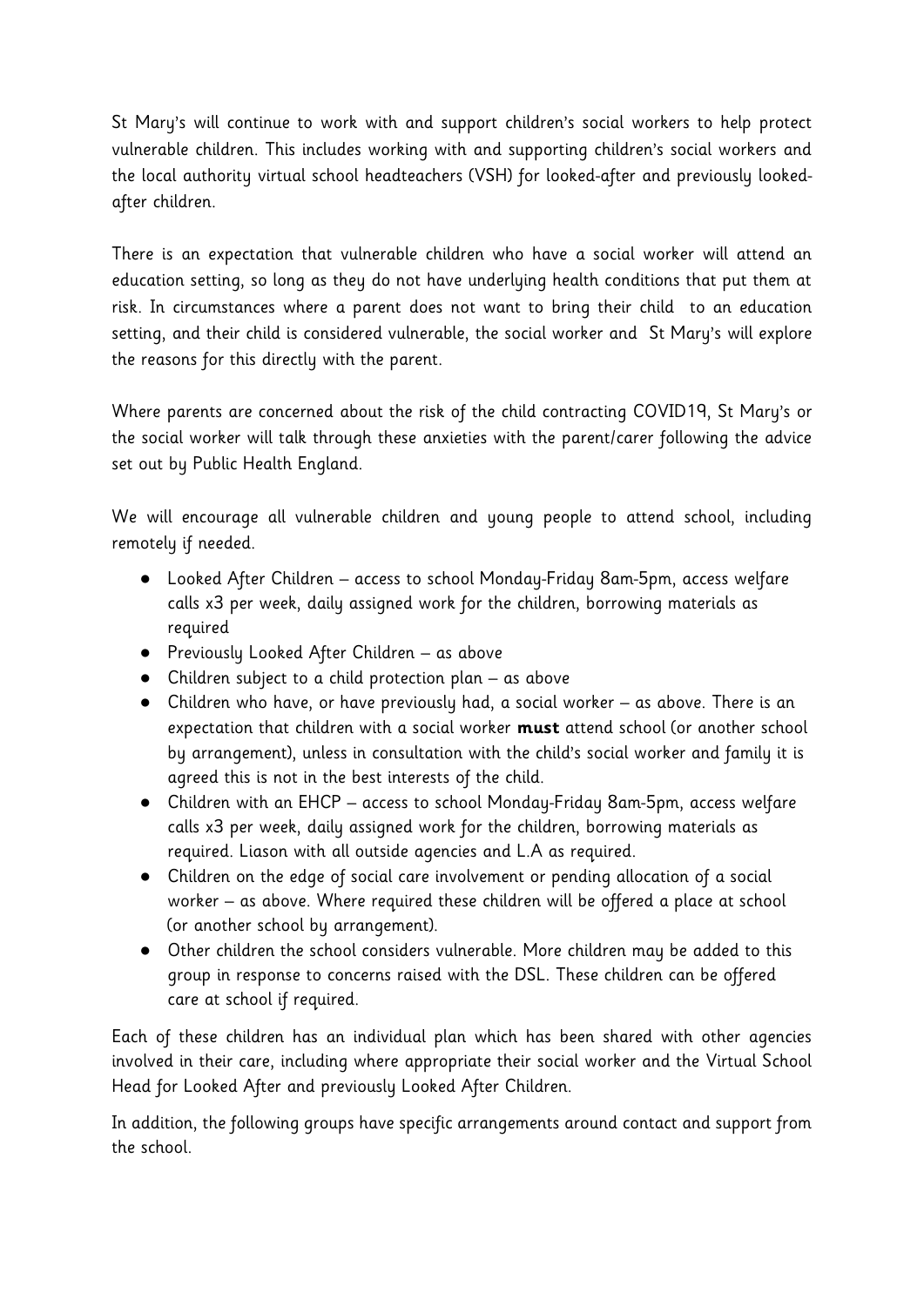St Mary's will continue to work with and support children's social workers to help protect vulnerable children. This includes working with and supporting children's social workers and the local authority virtual school headteachers (VSH) for looked-after and previously looked-after children.

There is an expectation that vulnerable children who have a social worker will attend an education setting, so long as they do not have underlying health conditions that put them at risk. In circumstances where a parent does not want to bring their child to an education setting, and their child is considered vulnerable, the social worker and St Mary's will explore the reasons for this directly with the parent.

Where parents are concerned about the risk of the child contracting COVID19, St Mary's or the social worker will talk through these anxieties with the parent/carer following the advice set out by Public Health England.

We will encourage all vulnerable children and young people to attend school, including remotely if needed.

- Looked After Children – access to school Monday-Friday 8am-5pm, access welfare calls x3 per week, daily assigned work for the children, borrowing materials as required
- Previously Looked After Children – as above
- Children subject to a child protection plan – as above
- Children who have, or have previously had, a social worker – as above. There is an expectation that children with a social worker **must** attend school (or another school by arrangement), unless in consultation with the child's social worker and family it is agreed this is not in the best interests of the child.
- Children with an EHCP – access to school Monday-Friday 8am-5pm, access welfare calls x3 per week, daily assigned work for the children, borrowing materials as required. Liason with all outside agencies and L.A as required.
- Children on the edge of social care involvement or pending allocation of a social worker – as above. Where required these children will be offered a place at school (or another school by arrangement).
- Other children the school considers vulnerable. More children may be added to this group in response to concerns raised with the DSL. These children can be offered care at school if required.

Each of these children has an individual plan which has been shared with other agencies involved in their care, including where appropriate their social worker and the Virtual School Head for Looked After and previously Looked After Children.

In addition, the following groups have specific arrangements around contact and support from the school.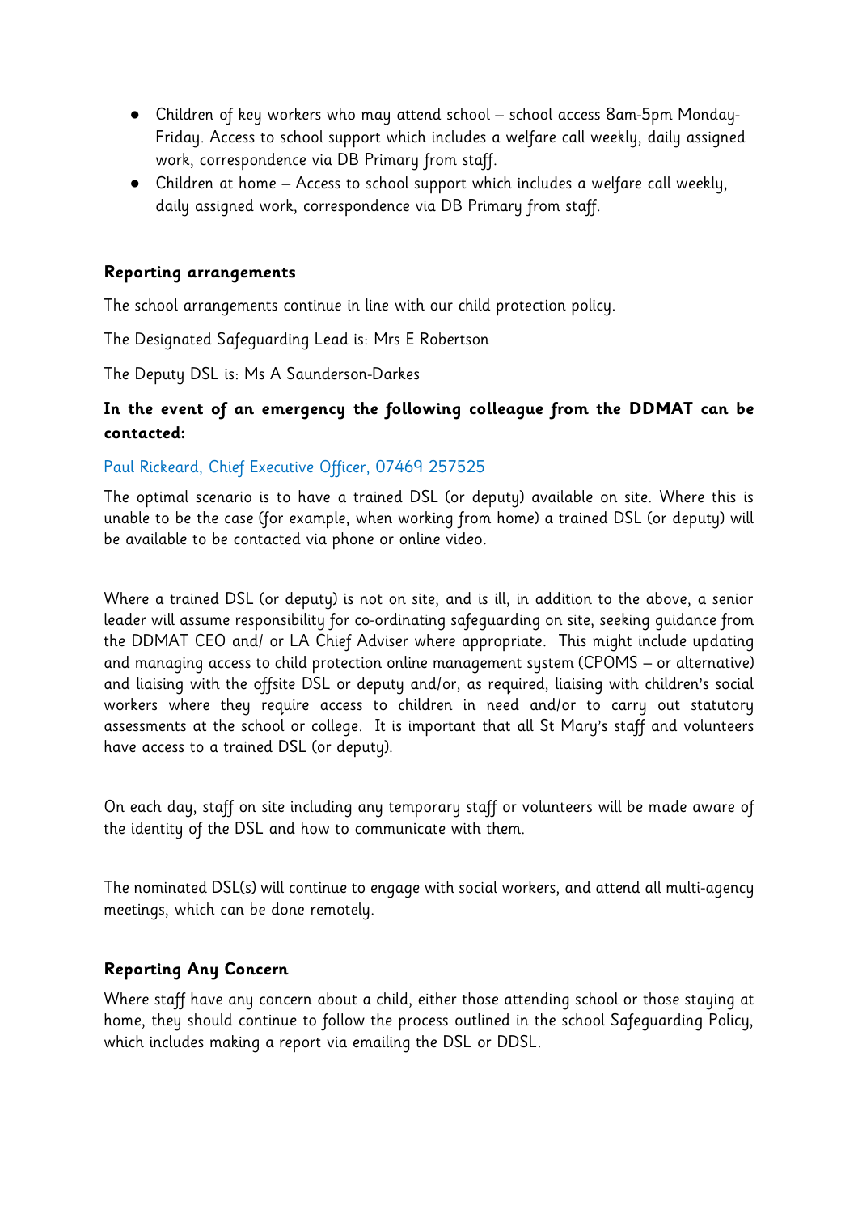- Children of key workers who may attend school – school access 8am-5pm Monday-Friday. Access to school support which includes a welfare call weekly, daily assigned work, correspondence via DB Primary from staff.
- Children at home – Access to school support which includes a welfare call weekly, daily assigned work, correspondence via DB Primary from staff.

**Reporting arrangements**

The school arrangements continue in line with our child protection policy.

The Designated Safeguarding Lead is: Mrs E Robertson

The Deputy DSL is: Ms A Saunderson-Darkes

**In the event of an emergency the following colleague from the DDMAT can be contacted:**

Paul Rickeard, Chief Executive Officer, 07469 257525

The optimal scenario is to have a trained DSL (or deputy) available on site. Where this is unable to be the case (for example, when working from home) a trained DSL (or deputy) will be available to be contacted via phone or online video.

Where a trained DSL (or deputy) is not on site, and is ill, in addition to the above, a senior leader will assume responsibility for co-ordinating safeguarding on site, seeking guidance from the DDMAT CEO and/ or LA Chief Adviser where appropriate. This might include updating and managing access to child protection online management system (CPOMS – or alternative) and liaising with the offsite DSL or deputy and/or, as required, liaising with children's social workers where they require access to children in need and/or to carry out statutory assessments at the school or college. It is important that all St Mary's staff and volunteers have access to a trained DSL (or deputy).

On each day, staff on site including any temporary staff or volunteers will be made aware of the identity of the DSL and how to communicate with them.

The nominated DSL(s) will continue to engage with social workers, and attend all multi-agency meetings, which can be done remotely.

**Reporting Any Concern**

Where staff have any concern about a child, either those attending school or those staying at home, they should continue to follow the process outlined in the school Safeguarding Policy, which includes making a report via emailing the DSL or DDSL.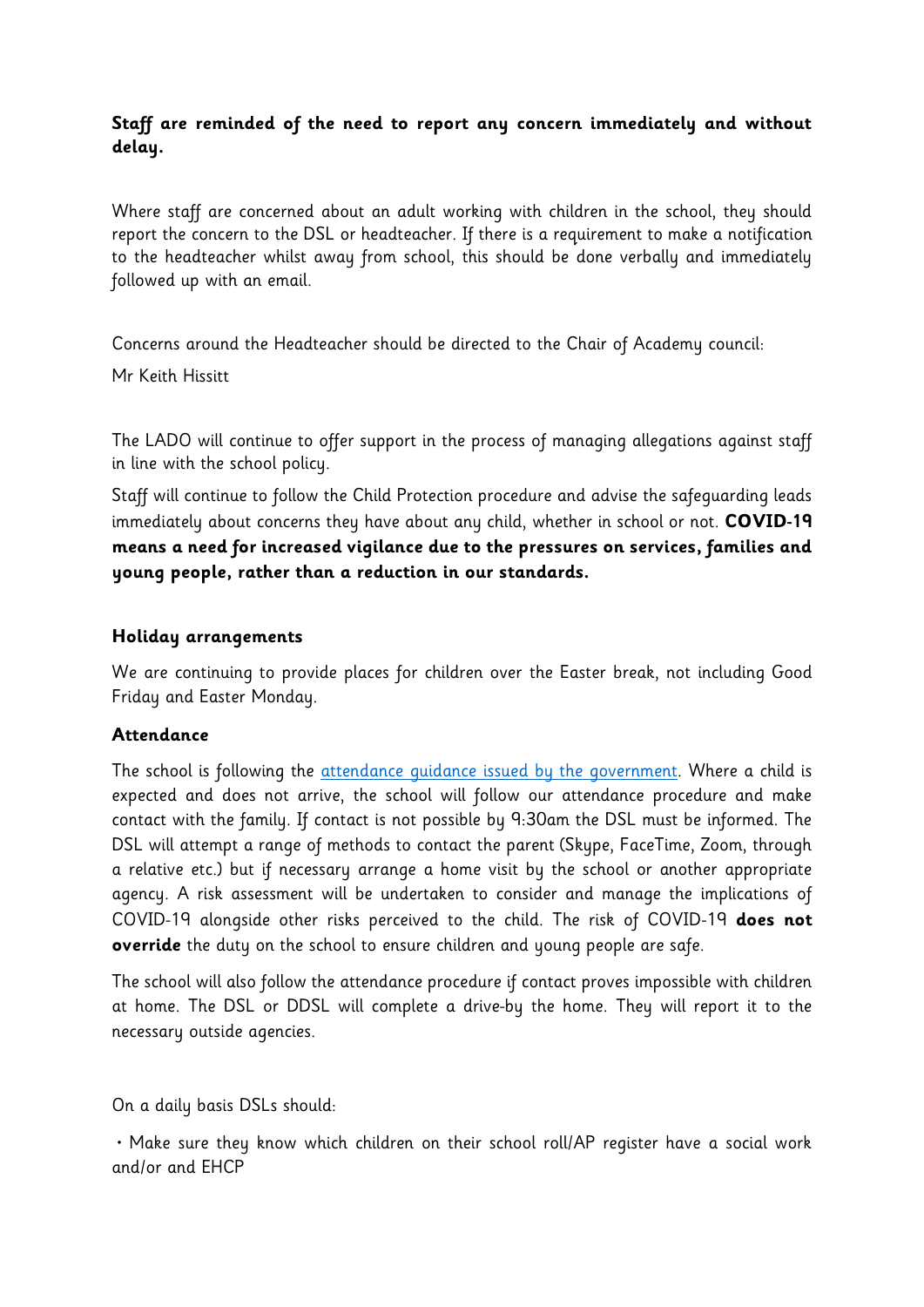**Staff are reminded of the need to report any concern immediately and without delay.**

Where staff are concerned about an adult working with children in the school, they should report the concern to the DSL or headteacher. If there is a requirement to make a notification to the headteacher whilst away from school, this should be done verbally and immediately followed up with an email.

Concerns around the Headteacher should be directed to the Chair of Academy council:

Mr Keith Hissitt

The LADO will continue to offer support in the process of managing allegations against staff in line with the school policy.

Staff will continue to follow the Child Protection procedure and advise the safeguarding leads immediately about concerns they have about any child, whether in school or not. **COVID-19 means a need for increased vigilance due to the pressures on services, families and young people, rather than a reduction in our standards.**

### Holiday arrangements

We are continuing to provide places for children over the Easter break, not including Good Friday and Easter Monday.

### Attendance

The school is following the attendance guidance issued by the government. Where a child is expected and does not arrive, the school will follow our attendance procedure and make contact with the family. If contact is not possible by 9:30am the DSL must be informed. The DSL will attempt a range of methods to contact the parent (Skype, FaceTime, Zoom, through a relative etc.) but if necessary arrange a home visit by the school or another appropriate agency. A risk assessment will be undertaken to consider and manage the implications of COVID-19 alongside other risks perceived to the child. The risk of COVID-19 **does not override** the duty on the school to ensure children and young people are safe.

The school will also follow the attendance procedure if contact proves impossible with children at home. The DSL or DDSL will complete a drive-by the home. They will report it to the necessary outside agencies.

On a daily basis DSLs should:

• Make sure they know which children on their school roll/AP register have a social work and/or and EHCP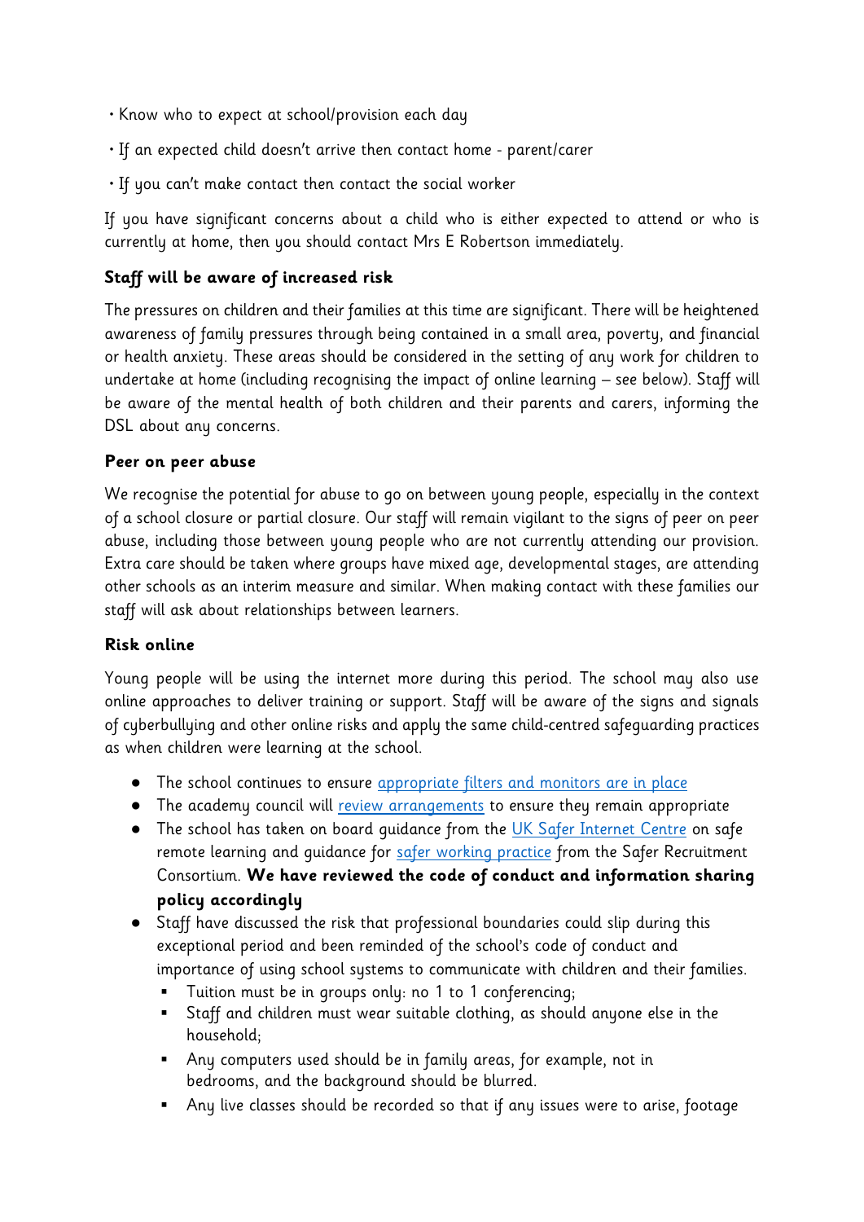- Know who to expect at school/provision each day
- If an expected child doesn't arrive then contact home - parent/carer
- If you can't make contact then contact the social worker

If you have significant concerns about a child who is either expected to attend or who is currently at home, then you should contact Mrs E Robertson immediately.

**Staff will be aware of increased risk**

The pressures on children and their families at this time are significant. There will be heightened awareness of family pressures through being contained in a small area, poverty, and financial or health anxiety. These areas should be considered in the setting of any work for children to undertake at home (including recognising the impact of online learning – see below). Staff will be aware of the mental health of both children and their parents and carers, informing the DSL about any concerns.

**Peer on peer abuse**

We recognise the potential for abuse to go on between young people, especially in the context of a school closure or partial closure. Our staff will remain vigilant to the signs of peer on peer abuse, including those between young people who are not currently attending our provision. Extra care should be taken where groups have mixed age, developmental stages, are attending other schools as an interim measure and similar. When making contact with these families our staff will ask about relationships between learners.

**Risk online**

Young people will be using the internet more during this period. The school may also use online approaches to deliver training or support. Staff will be aware of the signs and signals of cyberbullying and other online risks and apply the same child-centred safeguarding practices as when children were learning at the school.

- The school continues to ensure appropriate filters and monitors are in place
- The academy council will review arrangements to ensure they remain appropriate
- The school has taken on board guidance from the UK Safer Internet Centre on safe remote learning and guidance for safer working practice from the Safer Recruitment Consortium. **We have reviewed the code of conduct and information sharing policy accordingly**
- Staff have discussed the risk that professional boundaries could slip during this exceptional period and been reminded of the school's code of conduct and importance of using school systems to communicate with children and their families.
  - Tuition must be in groups only: no 1 to 1 conferencing;
  - Staff and children must wear suitable clothing, as should anyone else in the household;
  - Any computers used should be in family areas, for example, not in bedrooms, and the background should be blurred.
  - Any live classes should be recorded so that if any issues were to arise, footage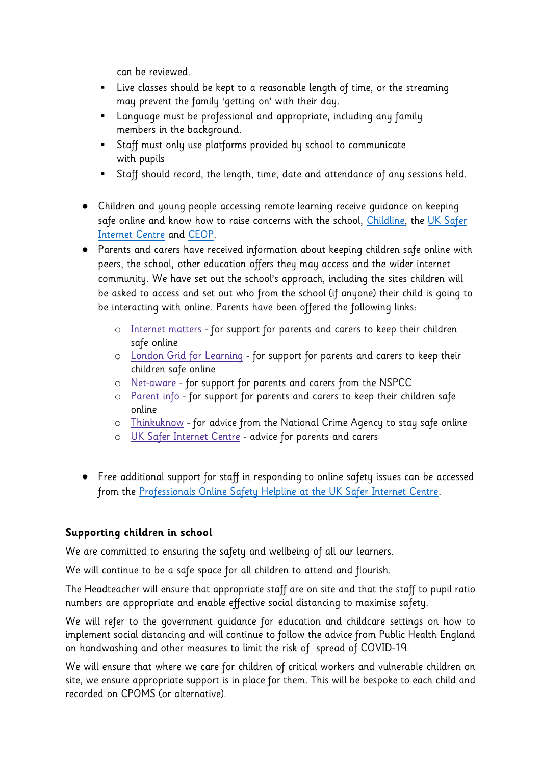can be reviewed.

- Live classes should be kept to a reasonable length of time, or the streaming may prevent the family 'getting on' with their day.
- Language must be professional and appropriate, including any family members in the background.
- Staff must only use platforms provided by school to communicate with pupils
- Staff should record, the length, time, date and attendance of any sessions held.

- Children and young people accessing remote learning receive guidance on keeping safe online and know how to raise concerns with the school, Childline, the UK Safer Internet Centre and CEOP.
- Parents and carers have received information about keeping children safe online with peers, the school, other education offers they may access and the wider internet community. We have set out the school's approach, including the sites children will be asked to access and set out who from the school (if anyone) their child is going to be interacting with online. Parents have been offered the following links:
    - Internet matters - for support for parents and carers to keep their children safe online
    - London Grid for Learning - for support for parents and carers to keep their children safe online
    - Net-aware - for support for parents and carers from the NSPCC
    - Parent info - for support for parents and carers to keep their children safe online
    - Thinkuknow - for advice from the National Crime Agency to stay safe online
    - UK Safer Internet Centre - advice for parents and carers

- Free additional support for staff in responding to online safety issues can be accessed from the Professionals Online Safety Helpline at the UK Safer Internet Centre.

**Supporting children in school**

We are committed to ensuring the safety and wellbeing of all our learners.

We will continue to be a safe space for all children to attend and flourish.

The Headteacher will ensure that appropriate staff are on site and that the staff to pupil ratio numbers are appropriate and enable effective social distancing to maximise safety.

We will refer to the government guidance for education and childcare settings on how to implement social distancing and will continue to follow the advice from Public Health England on handwashing and other measures to limit the risk of spread of COVID-19.

We will ensure that where we care for children of critical workers and vulnerable children on site, we ensure appropriate support is in place for them. This will be bespoke to each child and recorded on CPOMS (or alternative).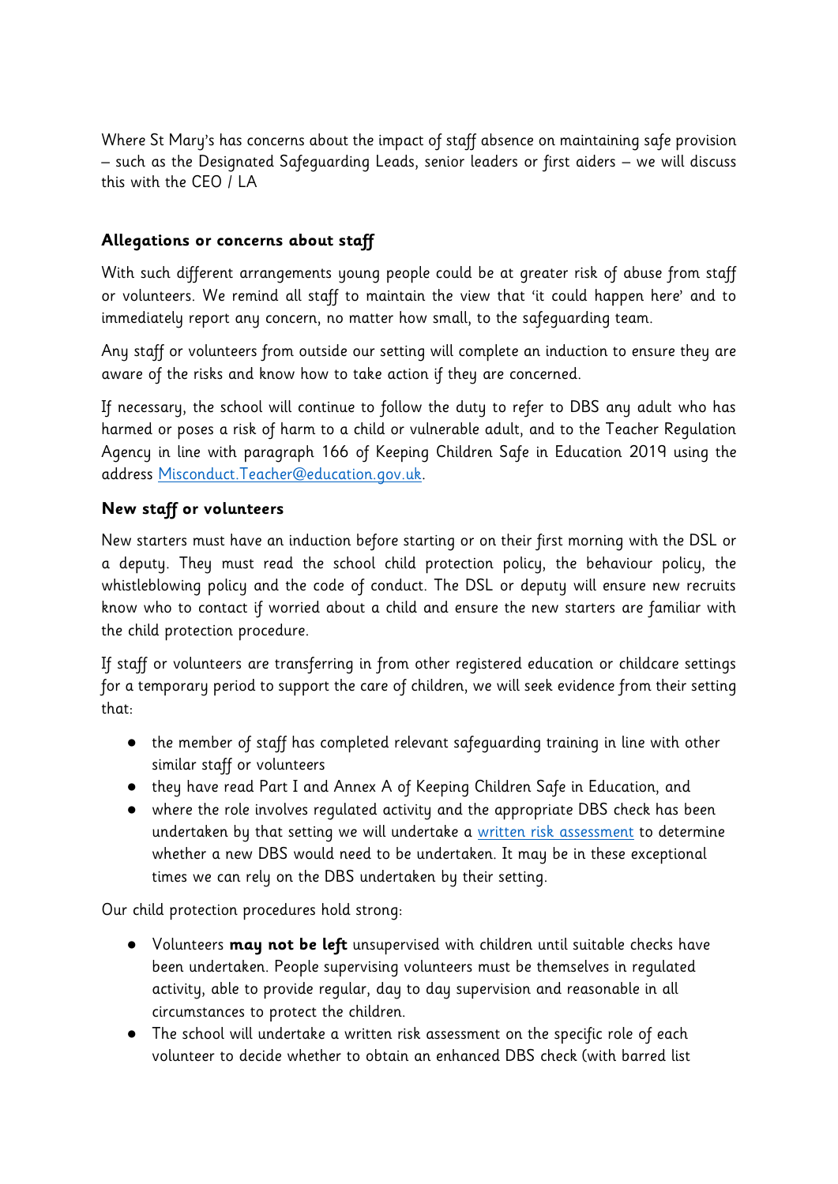Where St Mary's has concerns about the impact of staff absence on maintaining safe provision – such as the Designated Safeguarding Leads, senior leaders or first aiders – we will discuss this with the CEO / LA

**Allegations or concerns about staff**

With such different arrangements young people could be at greater risk of abuse from staff or volunteers. We remind all staff to maintain the view that 'it could happen here' and to immediately report any concern, no matter how small, to the safeguarding team.

Any staff or volunteers from outside our setting will complete an induction to ensure they are aware of the risks and know how to take action if they are concerned.

If necessary, the school will continue to follow the duty to refer to DBS any adult who has harmed or poses a risk of harm to a child or vulnerable adult, and to the Teacher Regulation Agency in line with paragraph 166 of Keeping Children Safe in Education 2019 using the address [Misconduct.Teacher@education.gov.uk](mailto:Misconduct.Teacher@education.gov.uk).

**New staff or volunteers**

New starters must have an induction before starting or on their first morning with the DSL or a deputy. They must read the school child protection policy, the behaviour policy, the whistleblowing policy and the code of conduct. The DSL or deputy will ensure new recruits know who to contact if worried about a child and ensure the new starters are familiar with the child protection procedure.

If staff or volunteers are transferring in from other registered education or childcare settings for a temporary period to support the care of children, we will seek evidence from their setting that:

- the member of staff has completed relevant safeguarding training in line with other similar staff or volunteers
- they have read Part I and Annex A of Keeping Children Safe in Education, and
- where the role involves regulated activity and the appropriate DBS check has been undertaken by that setting we will undertake a written risk assessment to determine whether a new DBS would need to be undertaken. It may be in these exceptional times we can rely on the DBS undertaken by their setting.

Our child protection procedures hold strong:

- Volunteers **may not be left** unsupervised with children until suitable checks have been undertaken. People supervising volunteers must be themselves in regulated activity, able to provide regular, day to day supervision and reasonable in all circumstances to protect the children.
- The school will undertake a written risk assessment on the specific role of each volunteer to decide whether to obtain an enhanced DBS check (with barred list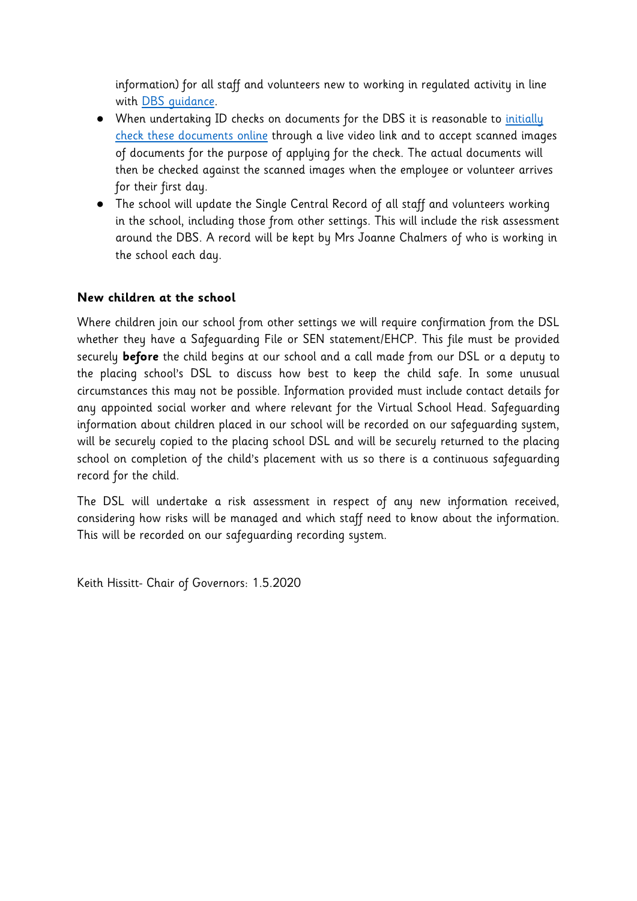information) for all staff and volunteers new to working in regulated activity in line with DBS guidance.

- When undertaking ID checks on documents for the DBS it is reasonable to initially check these documents online through a live video link and to accept scanned images of documents for the purpose of applying for the check. The actual documents will then be checked against the scanned images when the employee or volunteer arrives for their first day.
- The school will update the Single Central Record of all staff and volunteers working in the school, including those from other settings. This will include the risk assessment around the DBS. A record will be kept by Mrs Joanne Chalmers of who is working in the school each day.

**New children at the school**

Where children join our school from other settings we will require confirmation from the DSL whether they have a Safeguarding File or SEN statement/EHCP. This file must be provided securely **before** the child begins at our school and a call made from our DSL or a deputy to the placing school's DSL to discuss how best to keep the child safe. In some unusual circumstances this may not be possible. Information provided must include contact details for any appointed social worker and where relevant for the Virtual School Head. Safeguarding information about children placed in our school will be recorded on our safeguarding system, will be securely copied to the placing school DSL and will be securely returned to the placing school on completion of the child's placement with us so there is a continuous safeguarding record for the child.

The DSL will undertake a risk assessment in respect of any new information received, considering how risks will be managed and which staff need to know about the information. This will be recorded on our safeguarding recording system.

Keith Hissitt- Chair of Governors: 1.5.2020